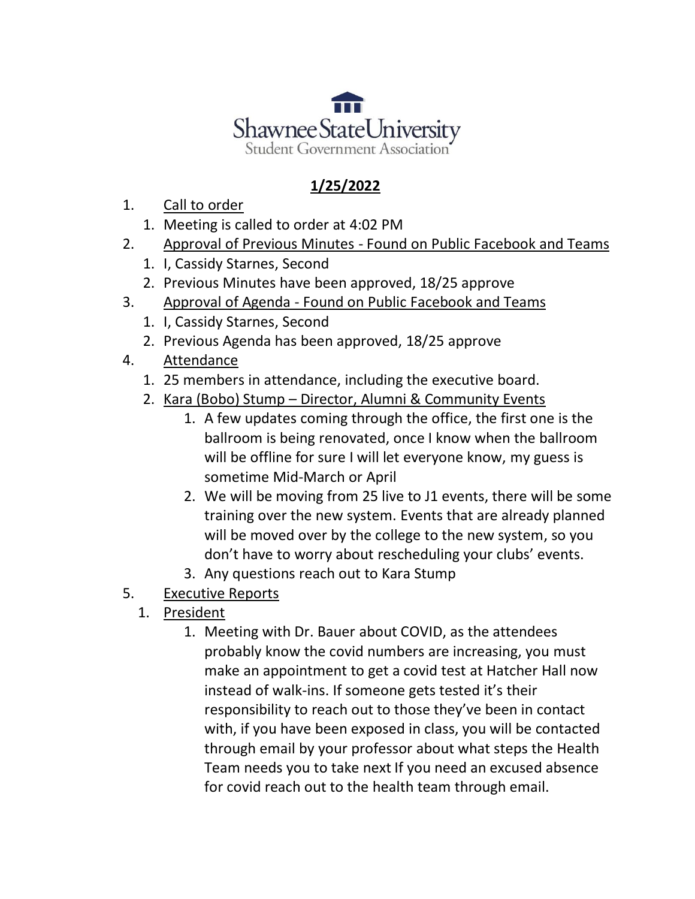Shawnee State University

Student Government Association

**1/25/2022**

1. Call to order
    1. Meeting is called to order at 4:02 PM
2. Approval of Previous Minutes - Found on Public Facebook and Teams
    1. I, Cassidy Starnes, Second
    2. Previous Minutes have been approved, 18/25 approve
3. Approval of Agenda - Found on Public Facebook and Teams
    1. I, Cassidy Starnes, Second
    2. Previous Agenda has been approved, 18/25 approve
4. Attendance
    1. 25 members in attendance, including the executive board.
    2. Kara (Bobo) Stump – Director, Alumni & Community Events
        1. A few updates coming through the office, the first one is the ballroom is being renovated, once I know when the ballroom will be offline for sure I will let everyone know, my guess is sometime Mid-March or April
        2. We will be moving from 25 live to J1 events, there will be some training over the new system. Events that are already planned will be moved over by the college to the new system, so you don't have to worry about rescheduling your clubs' events.
        3. Any questions reach out to Kara Stump
5. Executive Reports
    1. President
        1. Meeting with Dr. Bauer about COVID, as the attendees probably know the covid numbers are increasing, you must make an appointment to get a covid test at Hatcher Hall now instead of walk-ins. If someone gets tested it's their responsibility to reach out to those they've been in contact with, if you have been exposed in class, you will be contacted through email by your professor about what steps the Health Team needs you to take next If you need an excused absence for covid reach out to the health team through email.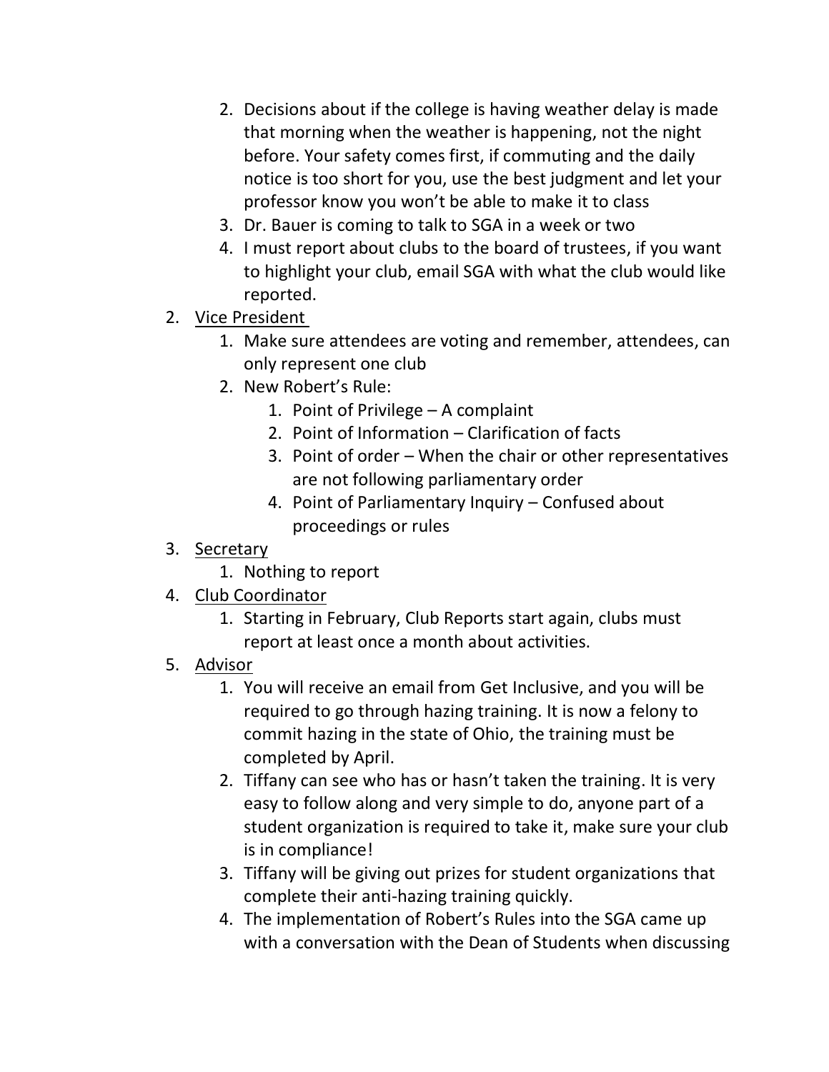2. Decisions about if the college is having weather delay is made that morning when the weather is happening, not the night before. Your safety comes first, if commuting and the daily notice is too short for you, use the best judgment and let your professor know you won't be able to make it to class
   3. Dr. Bauer is coming to talk to SGA in a week or two
   4. I must report about clubs to the board of trustees, if you want to highlight your club, email SGA with what the club would like reported.
2. <u>Vice President</u>
   1. Make sure attendees are voting and remember, attendees, can only represent one club
   2. New Robert's Rule:
      1. Point of Privilege – A complaint
      2. Point of Information – Clarification of facts
      3. Point of order – When the chair or other representatives are not following parliamentary order
      4. Point of Parliamentary Inquiry – Confused about proceedings or rules
3. <u>Secretary</u>
   1. Nothing to report
4. <u>Club Coordinator</u>
   1. Starting in February, Club Reports start again, clubs must report at least once a month about activities.
5. <u>Advisor</u>
   1. You will receive an email from Get Inclusive, and you will be required to go through hazing training. It is now a felony to commit hazing in the state of Ohio, the training must be completed by April.
   2. Tiffany can see who has or hasn't taken the training. It is very easy to follow along and very simple to do, anyone part of a student organization is required to take it, make sure your club is in compliance!
   3. Tiffany will be giving out prizes for student organizations that complete their anti-hazing training quickly.
   4. The implementation of Robert's Rules into the SGA came up with a conversation with the Dean of Students when discussing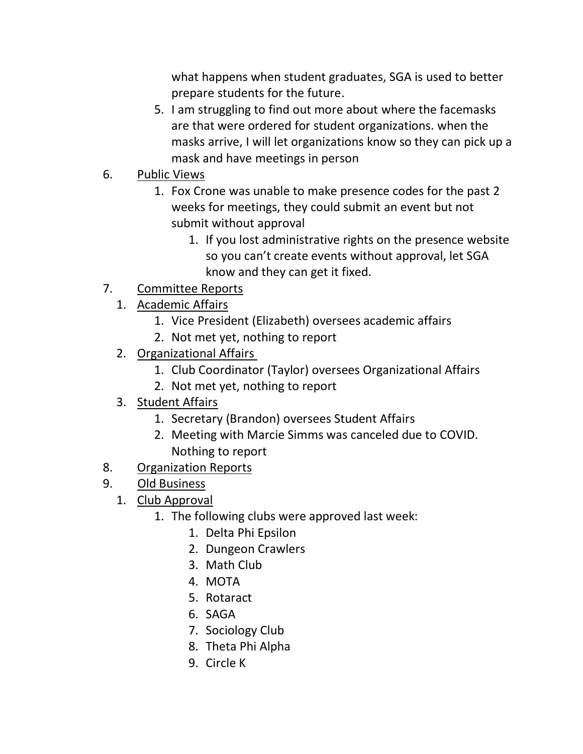what happens when student graduates, SGA is used to better prepare students for the future.

5. I am struggling to find out more about where the facemasks are that were ordered for student organizations. when the masks arrive, I will let organizations know so they can pick up a mask and have meetings in person

6. <u>Public Views</u>
    1. Fox Crone was unable to make presence codes for the past 2 weeks for meetings, they could submit an event but not submit without approval
        1. If you lost administrative rights on the presence website so you can't create events without approval, let SGA know and they can get it fixed.

7. <u>Committee Reports</u>
    1. <u>Academic Affairs</u>
        1. Vice President (Elizabeth) oversees academic affairs
        2. Not met yet, nothing to report
    2. <u>Organizational Affairs</u>
        1. Club Coordinator (Taylor) oversees Organizational Affairs
        2. Not met yet, nothing to report
    3. <u>Student Affairs</u>
        1. Secretary (Brandon) oversees Student Affairs
        2. Meeting with Marcie Simms was canceled due to COVID. Nothing to report

8. <u>Organization Reports</u>

9. <u>Old Business</u>
    1. <u>Club Approval</u>
        1. The following clubs were approved last week:
            1. Delta Phi Epsilon
            2. Dungeon Crawlers
            3. Math Club
            4. MOTA
            5. Rotaract
            6. SAGA
            7. Sociology Club
            8. Theta Phi Alpha
            9. Circle K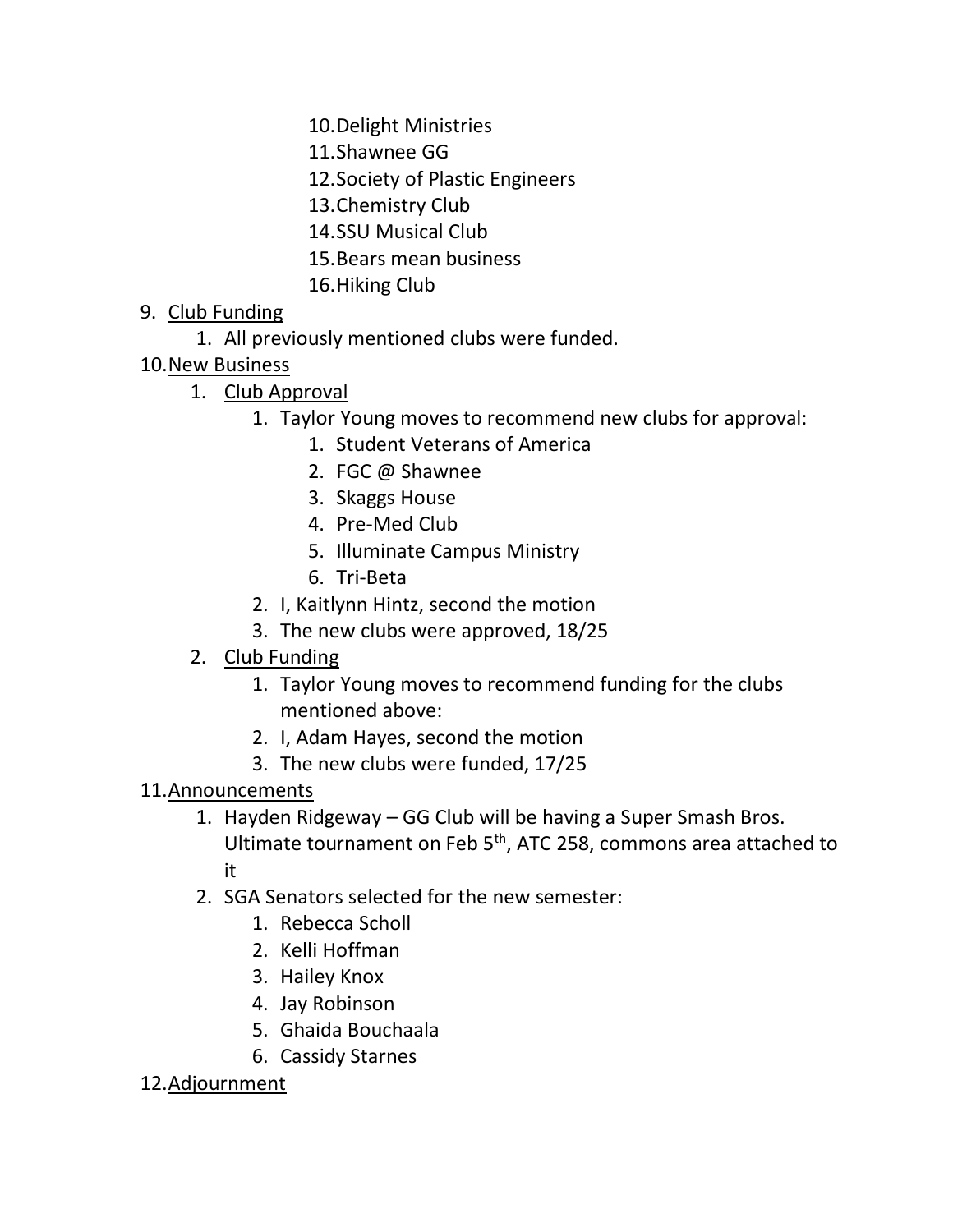10. Delight Ministries
11. Shawnee GG
12. Society of Plastic Engineers
13. Chemistry Club
14. SSU Musical Club
15. Bears mean business
16. Hiking Club

9. <u>Club Funding</u>
    1. All previously mentioned clubs were funded.
10. <u>New Business</u>
    1. <u>Club Approval</u>
        1. Taylor Young moves to recommend new clubs for approval:
            1. Student Veterans of America
            2. FGC @ Shawnee
            3. Skaggs House
            4. Pre-Med Club
            5. Illuminate Campus Ministry
            6. Tri-Beta
        2. I, Kaitlynn Hintz, second the motion
        3. The new clubs were approved, 18/25
    2. <u>Club Funding</u>
        1. Taylor Young moves to recommend funding for the clubs mentioned above:
        2. I, Adam Hayes, second the motion
        3. The new clubs were funded, 17/25
11. <u>Announcements</u>
    1. Hayden Ridgeway – GG Club will be having a Super Smash Bros. Ultimate tournament on Feb 5th, ATC 258, commons area attached to it
    2. SGA Senators selected for the new semester:
        1. Rebecca Scholl
        2. Kelli Hoffman
        3. Hailey Knox
        4. Jay Robinson
        5. Ghaida Bouchaala
        6. Cassidy Starnes
12. <u>Adjournment</u>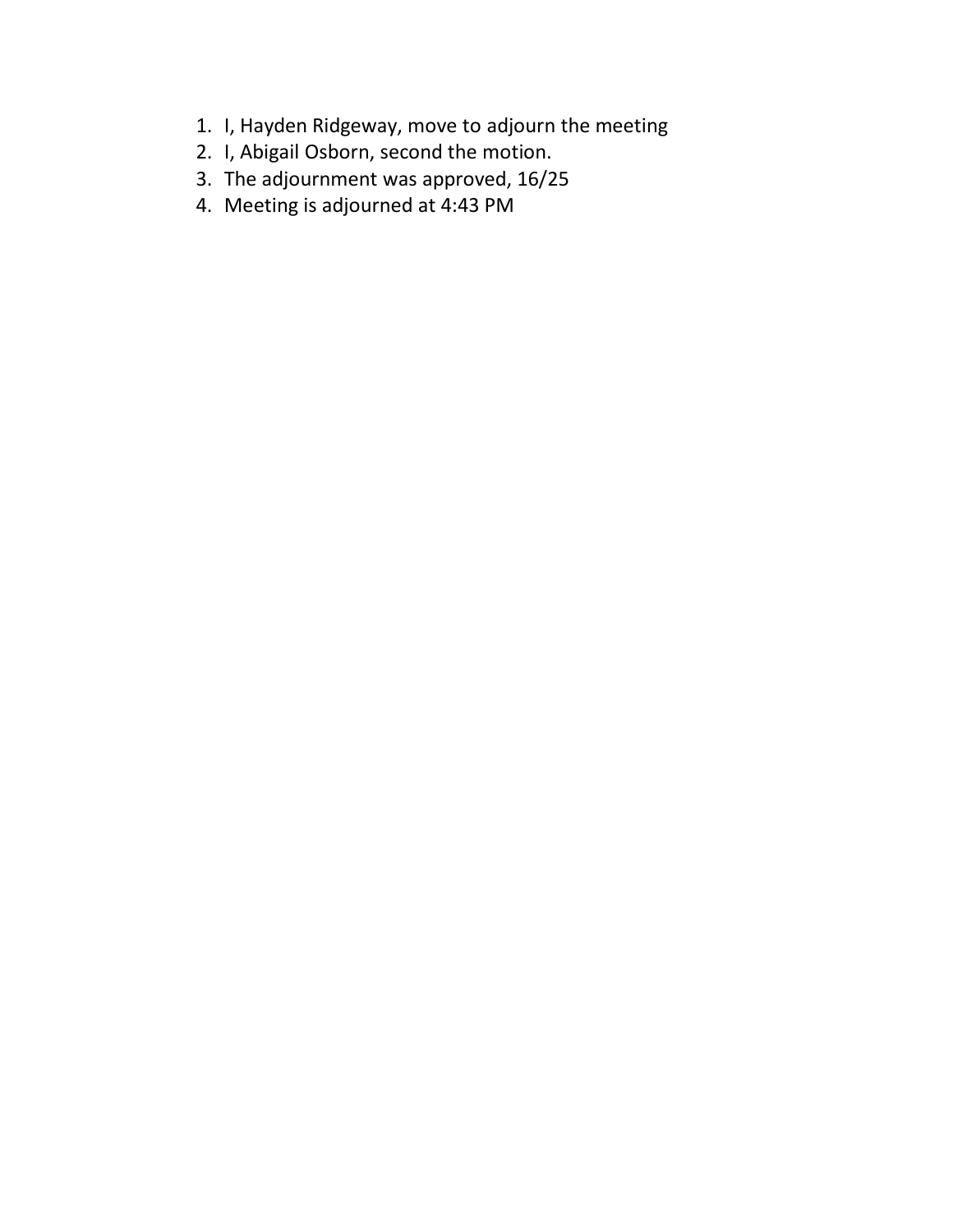1. I, Hayden Ridgeway, move to adjourn the meeting
2. I, Abigail Osborn, second the motion.
3. The adjournment was approved, 16/25
4. Meeting is adjourned at 4:43 PM